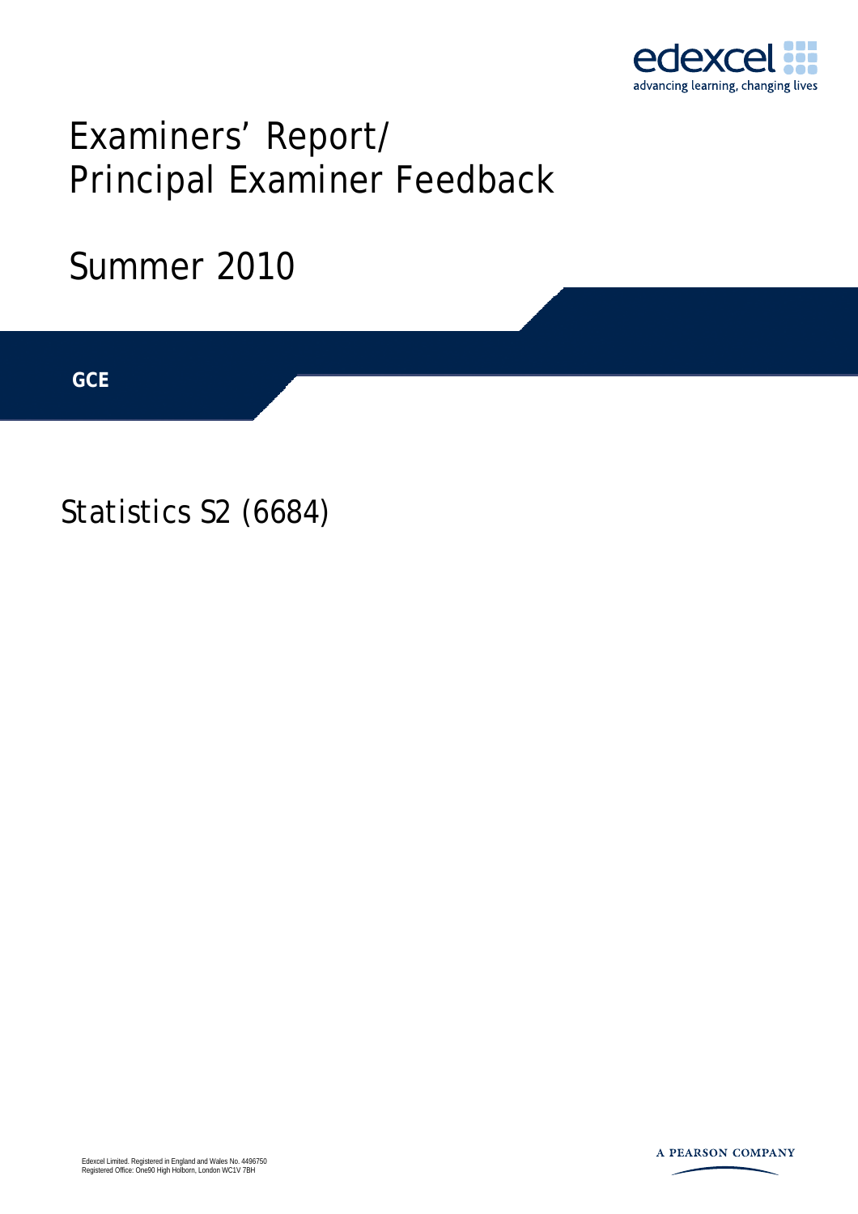edexcel
advancing learning, changing lives

# Examiners' Report/ Principal Examiner Feedback

## Summer 2010

**GCE**

## Statistics S2 (6684)

Edexcel Limited. Registered in England and Wales No. 4496750
Registered Office: One90 High Holborn, London WC1V 7BH

A PEARSON COMPANY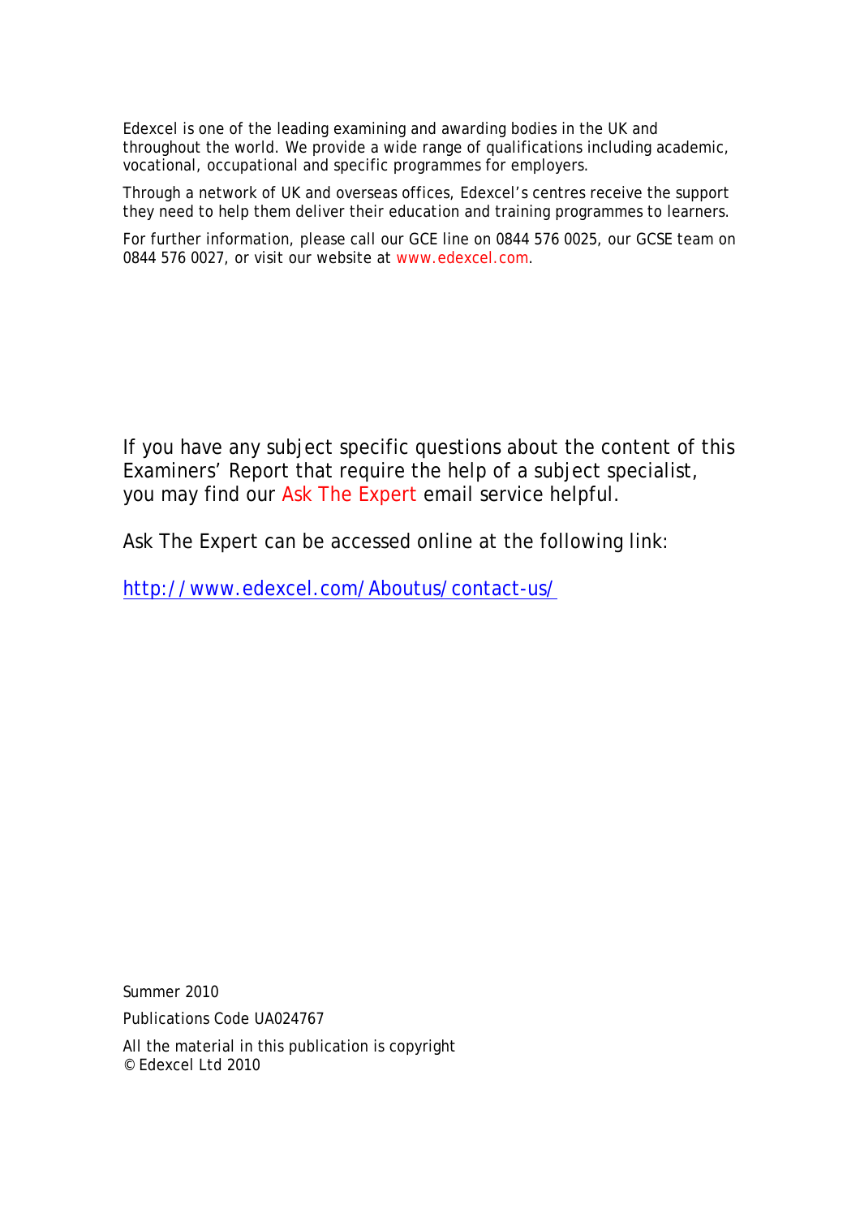Edexcel is one of the leading examining and awarding bodies in the UK and throughout the world. We provide a wide range of qualifications including academic, vocational, occupational and specific programmes for employers.

Through a network of UK and overseas offices, Edexcel's centres receive the support they need to help them deliver their education and training programmes to learners.

For further information, please call our GCE line on 0844 576 0025, our GCSE team on 0844 576 0027, or visit our website at www.edexcel.com.

If you have any subject specific questions about the content of this Examiners' Report that require the help of a subject specialist, you may find our Ask The Expert email service helpful.

Ask The Expert can be accessed online at the following link:

http://www.edexcel.com/Aboutus/contact-us/

Summer 2010

Publications Code UA024767

All the material in this publication is copyright
© Edexcel Ltd 2010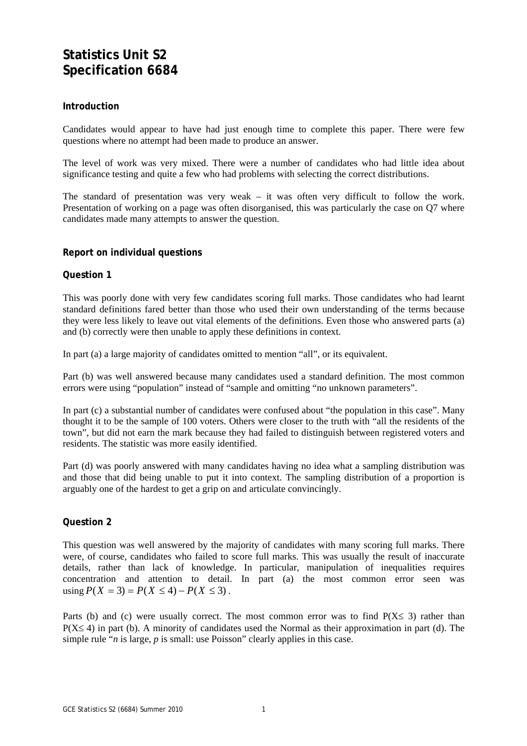# Statistics Unit S2
# Specification 6684

### Introduction

Candidates would appear to have had just enough time to complete this paper. There were few questions where no attempt had been made to produce an answer.

The level of work was very mixed. There were a number of candidates who had little idea about significance testing and quite a few who had problems with selecting the correct distributions.

The standard of presentation was very weak – it was often very difficult to follow the work. Presentation of working on a page was often disorganised, this was particularly the case on Q7 where candidates made many attempts to answer the question.

### Report on individual questions

### Question 1

This was poorly done with very few candidates scoring full marks. Those candidates who had learnt standard definitions fared better than those who used their own understanding of the terms because they were less likely to leave out vital elements of the definitions. Even those who answered parts (a) and (b) correctly were then unable to apply these definitions in context.

In part (a) a large majority of candidates omitted to mention "all", or its equivalent.

Part (b) was well answered because many candidates used a standard definition. The most common errors were using "population" instead of "sample and omitting "no unknown parameters".

In part (c) a substantial number of candidates were confused about "the population in this case". Many thought it to be the sample of 100 voters. Others were closer to the truth with "all the residents of the town", but did not earn the mark because they had failed to distinguish between registered voters and residents. The statistic was more easily identified.

Part (d) was poorly answered with many candidates having no idea what a sampling distribution was and those that did being unable to put it into context. The sampling distribution of a proportion is arguably one of the hardest to get a grip on and articulate convincingly.

### Question 2

This question was well answered by the majority of candidates with many scoring full marks. There were, of course, candidates who failed to score full marks. This was usually the result of inaccurate details, rather than lack of knowledge. In particular, manipulation of inequalities requires concentration and attention to detail. In part (a) the most common error seen was using $P(X = 3) = P(X \leq 4) - P(X \leq 3)$.

Parts (b) and (c) were usually correct. The most common error was to find $P(X \leq 3)$ rather than $P(X \leq 4)$ in part (b). A minority of candidates used the Normal as their approximation in part (d). The simple rule "*n* is large, *p* is small: use Poisson" clearly applies in this case.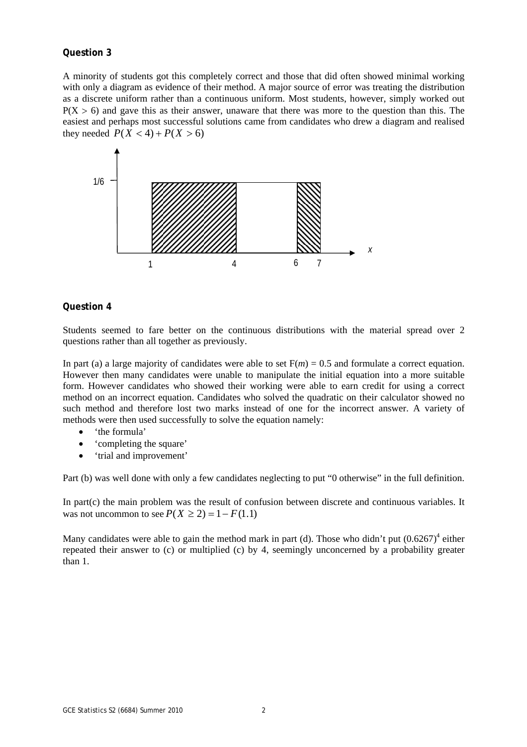**Question 3**

A minority of students got this completely correct and those that did often showed minimal working with only a diagram as evidence of their method. A major source of error was treating the distribution as a discrete uniform rather than a continuous uniform. Most students, however, simply worked out $P(X > 6)$ and gave this as their answer, unaware that there was more to the question than this. The easiest and perhaps most successful solutions came from candidates who drew a diagram and realised they needed $P(X < 4) + P(X > 6)$

**Question 4**

Students seemed to fare better on the continuous distributions with the material spread over 2 questions rather than all together as previously.

In part (a) a large majority of candidates were able to set $F(m) = 0.5$ and formulate a correct equation. However then many candidates were unable to manipulate the initial equation into a more suitable form. However candidates who showed their working were able to earn credit for using a correct method on an incorrect equation. Candidates who solved the quadratic on their calculator showed no such method and therefore lost two marks instead of one for the incorrect answer. A variety of methods were then used successfully to solve the equation namely:

- 'the formula'
- 'completing the square'
- 'trial and improvement'

Part (b) was well done with only a few candidates neglecting to put "0 otherwise" in the full definition.

In part(c) the main problem was the result of confusion between discrete and continuous variables. It was not uncommon to see $P(X \geq 2) = 1 - F(1.1)$

Many candidates were able to gain the method mark in part (d). Those who didn't put $(0.6267)^4$ either repeated their answer to (c) or multiplied (c) by 4, seemingly unconcerned by a probability greater than 1.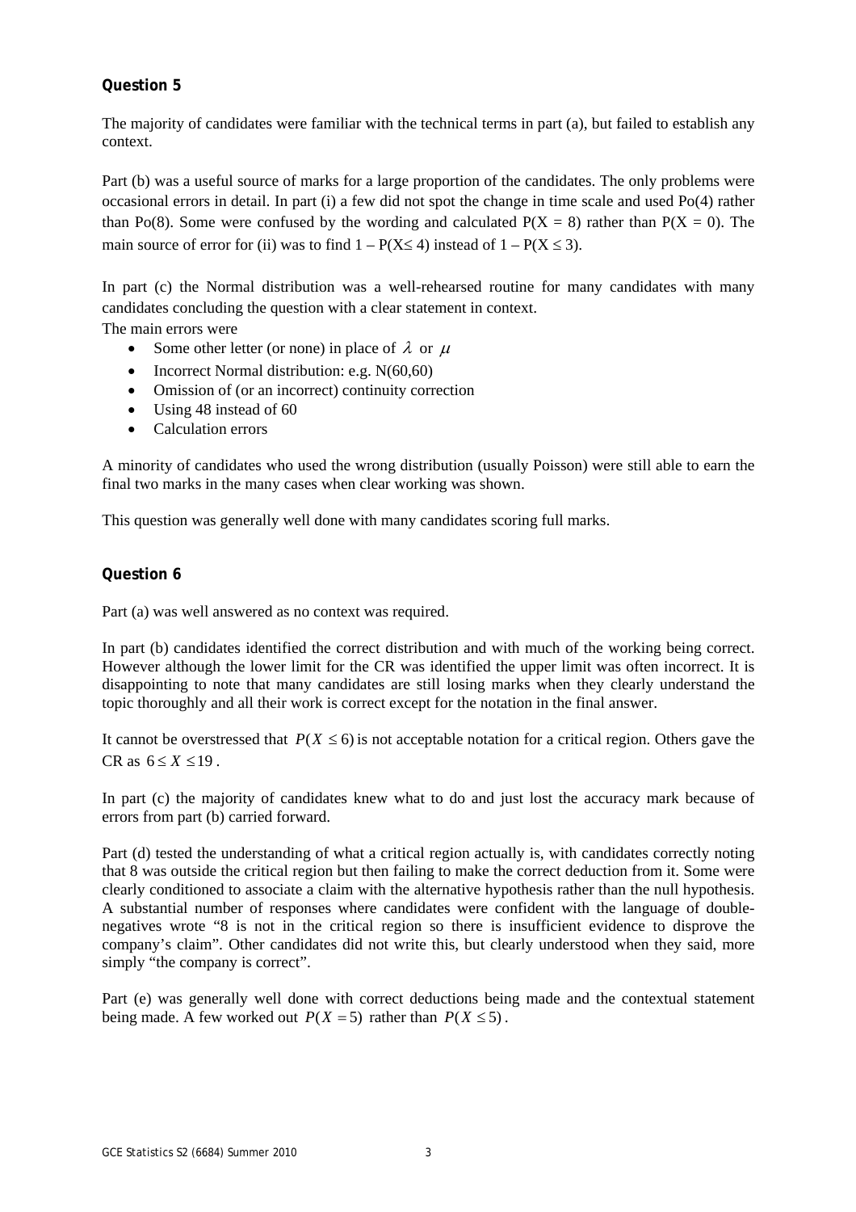## Question 5

The majority of candidates were familiar with the technical terms in part (a), but failed to establish any context.

Part (b) was a useful source of marks for a large proportion of the candidates. The only problems were occasional errors in detail. In part (i) a few did not spot the change in time scale and used Po(4) rather than Po(8). Some were confused by the wording and calculated $P(X = 8)$ rather than $P(X = 0)$. The main source of error for (ii) was to find $1 - P(X \leq 4)$ instead of $1 - P(X \leq 3)$.

In part (c) the Normal distribution was a well-rehearsed routine for many candidates with many candidates concluding the question with a clear statement in context.

The main errors were

- Some other letter (or none) in place of $\lambda$ or $\mu$
- Incorrect Normal distribution: e.g. N(60,60)
- Omission of (or an incorrect) continuity correction
- Using 48 instead of 60
- Calculation errors

A minority of candidates who used the wrong distribution (usually Poisson) were still able to earn the final two marks in the many cases when clear working was shown.

This question was generally well done with many candidates scoring full marks.

## Question 6

Part (a) was well answered as no context was required.

In part (b) candidates identified the correct distribution and with much of the working being correct. However although the lower limit for the CR was identified the upper limit was often incorrect. It is disappointing to note that many candidates are still losing marks when they clearly understand the topic thoroughly and all their work is correct except for the notation in the final answer.

It cannot be overstressed that $P(X \leq 6)$ is not acceptable notation for a critical region. Others gave the CR as $6 \leq X \leq 19$.

In part (c) the majority of candidates knew what to do and just lost the accuracy mark because of errors from part (b) carried forward.

Part (d) tested the understanding of what a critical region actually is, with candidates correctly noting that 8 was outside the critical region but then failing to make the correct deduction from it. Some were clearly conditioned to associate a claim with the alternative hypothesis rather than the null hypothesis. A substantial number of responses where candidates were confident with the language of double-negatives wrote "8 is not in the critical region so there is insufficient evidence to disprove the company's claim". Other candidates did not write this, but clearly understood when they said, more simply "the company is correct".

Part (e) was generally well done with correct deductions being made and the contextual statement being made. A few worked out $P(X = 5)$ rather than $P(X \leq 5)$.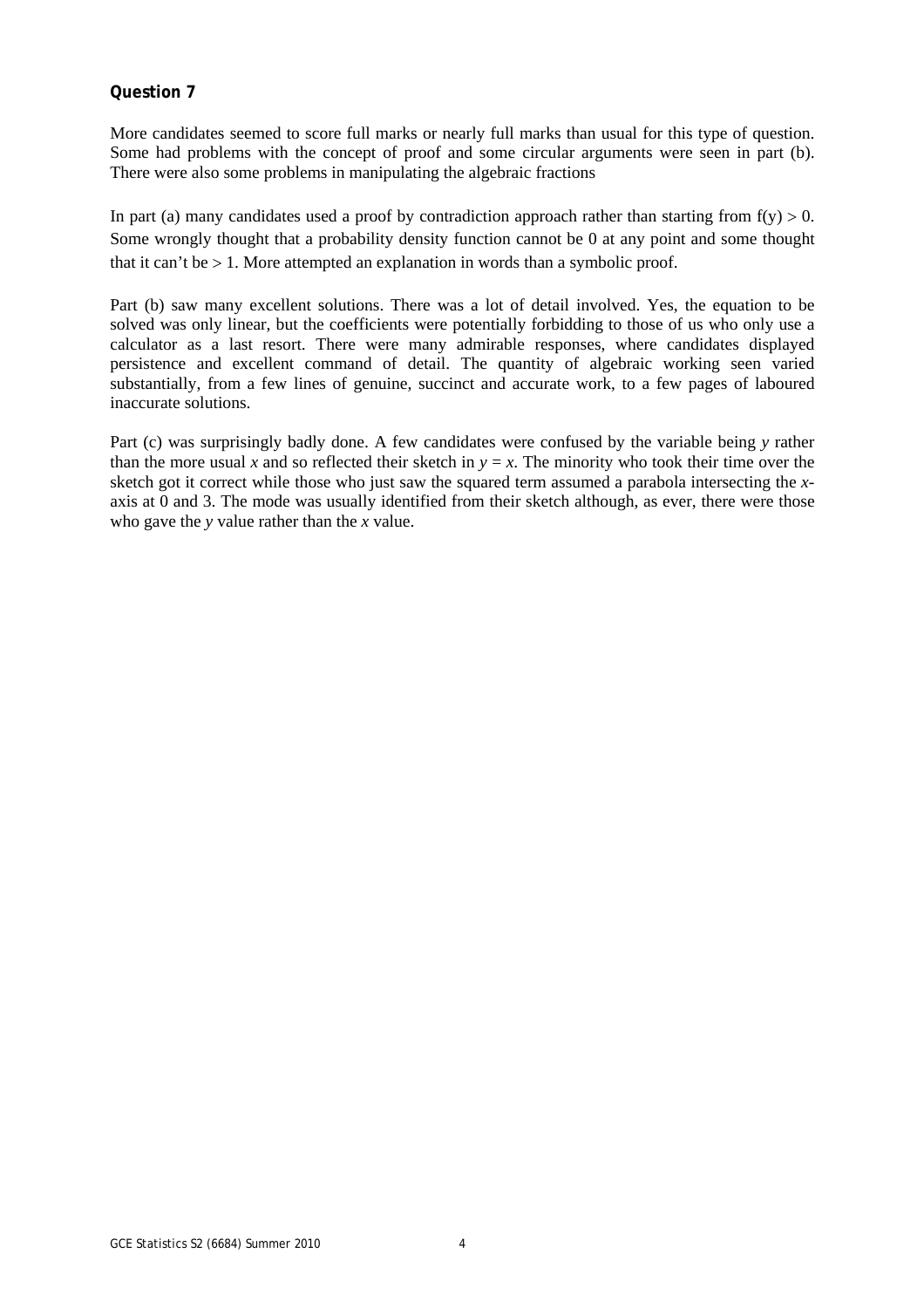**Question 7**

More candidates seemed to score full marks or nearly full marks than usual for this type of question. Some had problems with the concept of proof and some circular arguments were seen in part (b). There were also some problems in manipulating the algebraic fractions

In part (a) many candidates used a proof by contradiction approach rather than starting from $f(y) > 0$. Some wrongly thought that a probability density function cannot be 0 at any point and some thought that it can't be $> 1$. More attempted an explanation in words than a symbolic proof.

Part (b) saw many excellent solutions. There was a lot of detail involved. Yes, the equation to be solved was only linear, but the coefficients were potentially forbidding to those of us who only use a calculator as a last resort. There were many admirable responses, where candidates displayed persistence and excellent command of detail. The quantity of algebraic working seen varied substantially, from a few lines of genuine, succinct and accurate work, to a few pages of laboured inaccurate solutions.

Part (c) was surprisingly badly done. A few candidates were confused by the variable being $y$ rather than the more usual $x$ and so reflected their sketch in $y = x$. The minority who took their time over the sketch got it correct while those who just saw the squared term assumed a parabola intersecting the $x$-axis at 0 and 3. The mode was usually identified from their sketch although, as ever, there were those who gave the $y$ value rather than the $x$ value.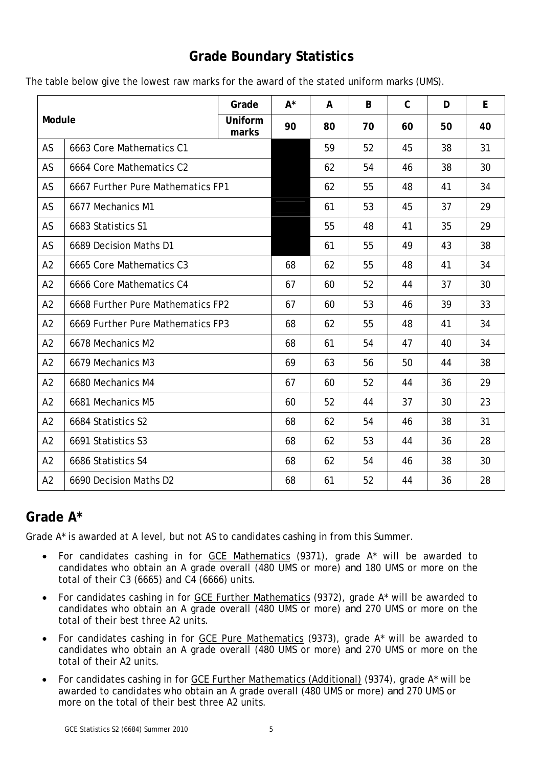## Grade Boundary Statistics

The table below give the lowest raw marks for the award of the stated uniform marks (UMS).

| Module | | Grade | A* | A | B | C | D | E |
|---|---|---|---|---|---|---|---|---|
| | | Uniform marks | 90 | 80 | 70 | 60 | 50 | 40 |
| AS | 6663 Core Mathematics C1 | | | 59 | 52 | 45 | 38 | 31 |
| AS | 6664 Core Mathematics C2 | | | 62 | 54 | 46 | 38 | 30 |
| AS | 6667 Further Pure Mathematics FP1 | | | 62 | 55 | 48 | 41 | 34 |
| AS | 6677 Mechanics M1 | | | 61 | 53 | 45 | 37 | 29 |
| AS | 6683 Statistics S1 | | | 55 | 48 | 41 | 35 | 29 |
| AS | 6689 Decision Maths D1 | | | 61 | 55 | 49 | 43 | 38 |
| A2 | 6665 Core Mathematics C3 | | 68 | 62 | 55 | 48 | 41 | 34 |
| A2 | 6666 Core Mathematics C4 | | 67 | 60 | 52 | 44 | 37 | 30 |
| A2 | 6668 Further Pure Mathematics FP2 | | 67 | 60 | 53 | 46 | 39 | 33 |
| A2 | 6669 Further Pure Mathematics FP3 | | 68 | 62 | 55 | 48 | 41 | 34 |
| A2 | 6678 Mechanics M2 | | 68 | 61 | 54 | 47 | 40 | 34 |
| A2 | 6679 Mechanics M3 | | 69 | 63 | 56 | 50 | 44 | 38 |
| A2 | 6680 Mechanics M4 | | 67 | 60 | 52 | 44 | 36 | 29 |
| A2 | 6681 Mechanics M5 | | 60 | 52 | 44 | 37 | 30 | 23 |
| A2 | 6684 Statistics S2 | | 68 | 62 | 54 | 46 | 38 | 31 |
| A2 | 6691 Statistics S3 | | 68 | 62 | 53 | 44 | 36 | 28 |
| A2 | 6686 Statistics S4 | | 68 | 62 | 54 | 46 | 38 | 30 |
| A2 | 6690 Decision Maths D2 | | 68 | 61 | 52 | 44 | 36 | 28 |

## Grade A*

Grade A* is awarded at A level, but not AS to candidates cashing in from this Summer.

- For candidates cashing in for GCE Mathematics (9371), grade A* will be awarded to candidates who obtain an A grade overall (480 UMS or more) and 180 UMS or more on the total of their C3 (6665) and C4 (6666) units.
- For candidates cashing in for GCE Further Mathematics (9372), grade A* will be awarded to candidates who obtain an A grade overall (480 UMS or more) and 270 UMS or more on the total of their best three A2 units.
- For candidates cashing in for GCE Pure Mathematics (9373), grade A* will be awarded to candidates who obtain an A grade overall (480 UMS or more) and 270 UMS or more on the total of their A2 units.
- For candidates cashing in for GCE Further Mathematics (Additional) (9374), grade A* will be awarded to candidates who obtain an A grade overall (480 UMS or more) and 270 UMS or more on the total of their best three A2 units.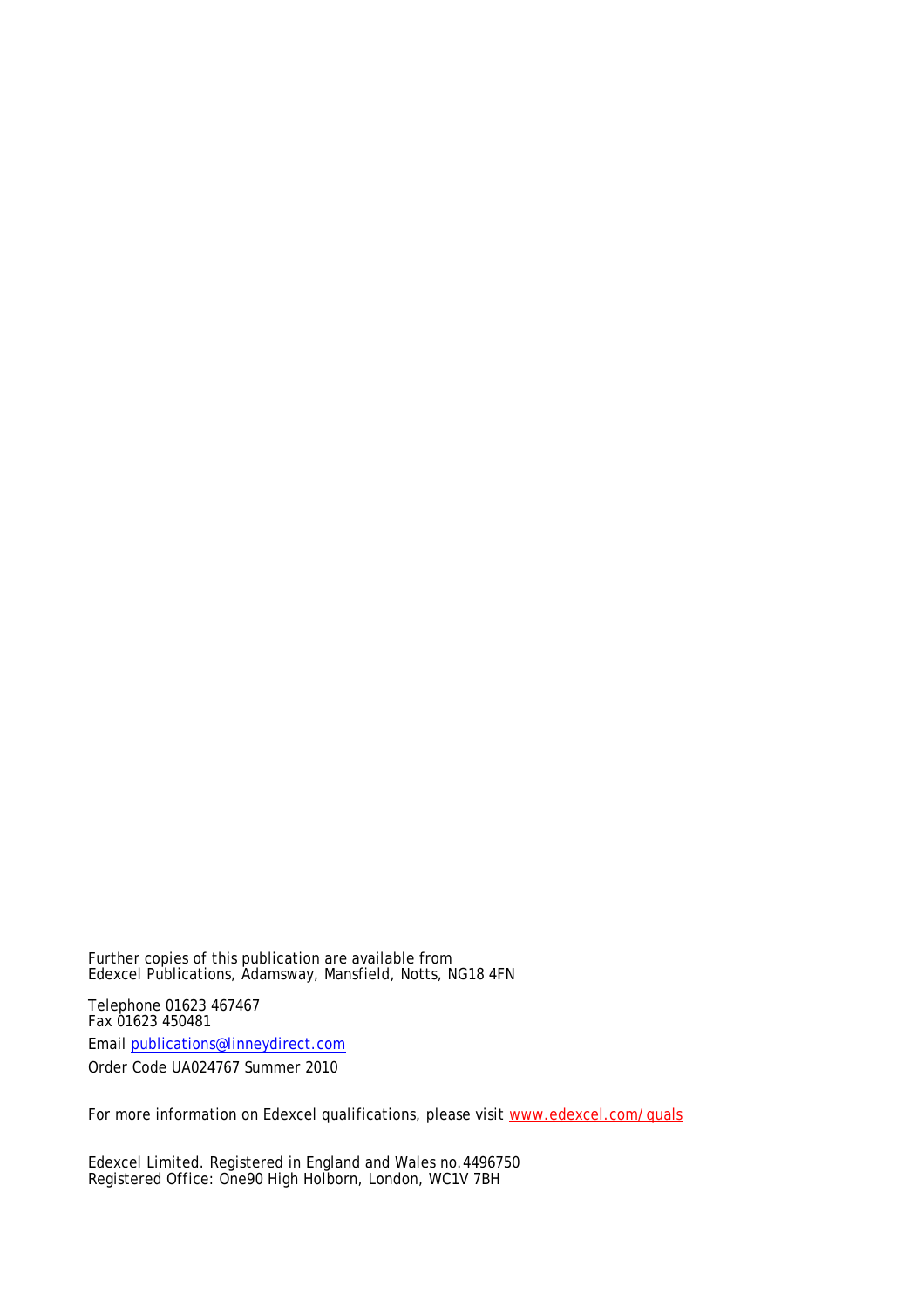Further copies of this publication are available from
Edexcel Publications, Adamsway, Mansfield, Notts, NG18 4FN

Telephone 01623 467467
Fax 01623 450481

Email publications@linneydirect.com

Order Code UA024767 Summer 2010

For more information on Edexcel qualifications, please visit www.edexcel.com/quals

Edexcel Limited. Registered in England and Wales no.4496750
Registered Office: One90 High Holborn, London, WC1V 7BH